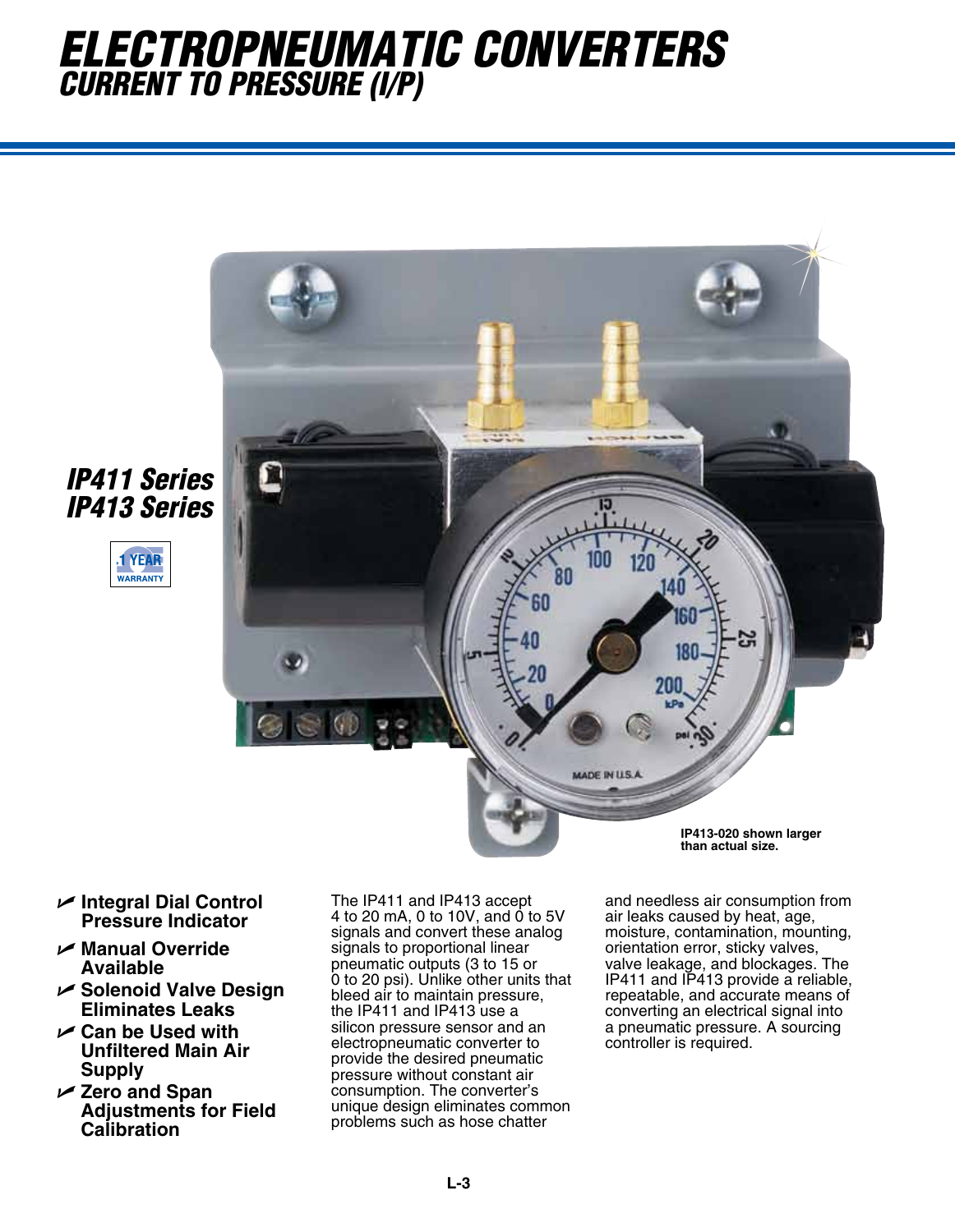# ELECTROPNEUMATIC CONVERTERS
## CURRENT TO PRESSURE (I/P)

### IP411 Series
### IP413 Series

1 YEAR WARRANTY

IP413-020 shown larger than actual size.

- **Integral Dial Control Pressure Indicator**
- **Manual Override Available**
- **Solenoid Valve Design Eliminates Leaks**
- **Can be Used with Unfiltered Main Air Supply**
- **Zero and Span Adjustments for Field Calibration**

The IP411 and IP413 accept 4 to 20 mA, 0 to 10V, and 0 to 5V signals and convert these analog signals to proportional linear pneumatic outputs (3 to 15 or 0 to 20 psi). Unlike other units that bleed air to maintain pressure, the IP411 and IP413 use a silicon pressure sensor and an electropneumatic converter to provide the desired pneumatic pressure without constant air consumption. The converter's unique design eliminates common problems such as hose chatter and needless air consumption from air leaks caused by heat, age, moisture, contamination, mounting, orientation error, sticky valves, valve leakage, and blockages. The IP411 and IP413 provide a reliable, repeatable, and accurate means of converting an electrical signal into a pneumatic pressure. A sourcing controller is required.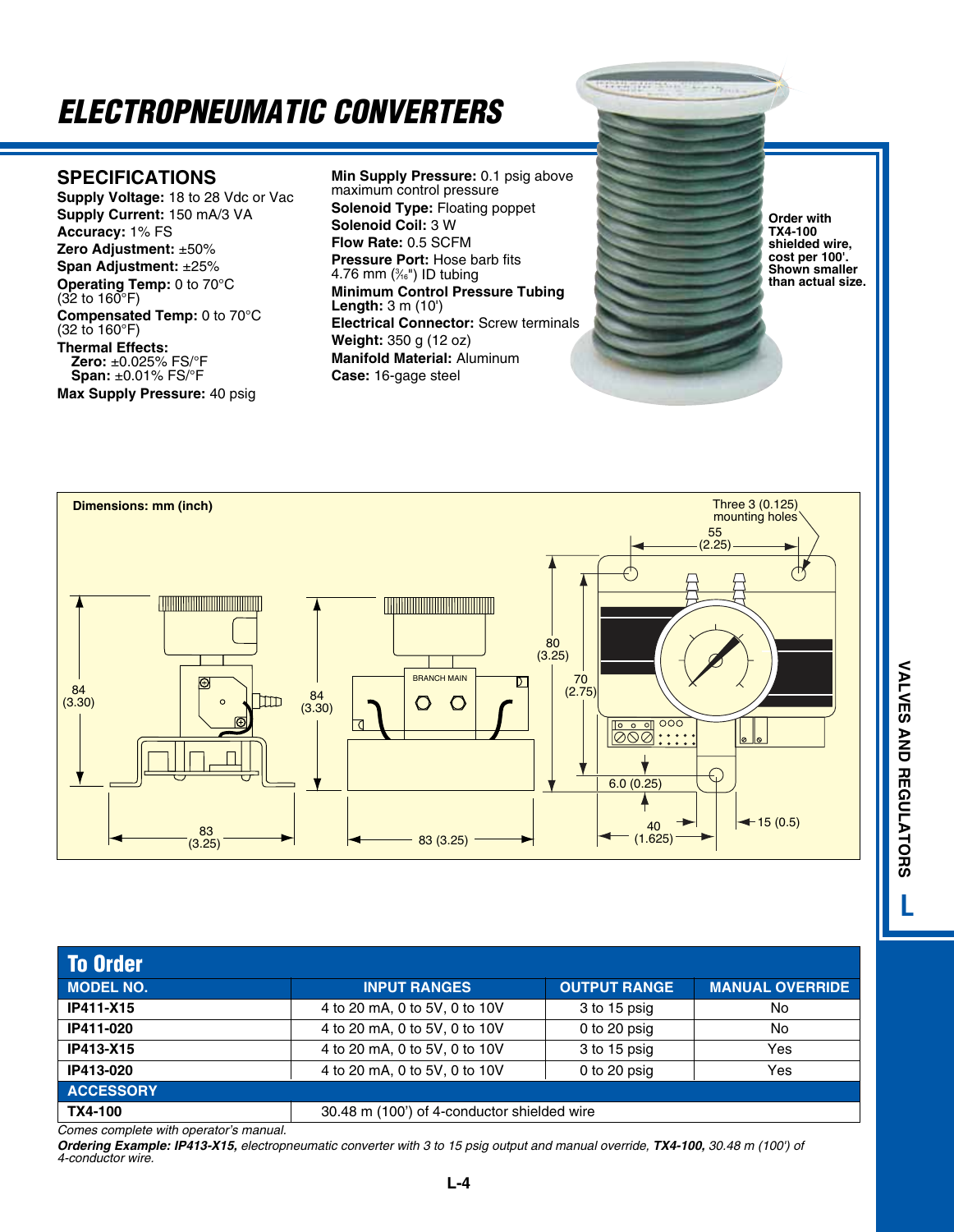# ELECTROPNEUMATIC CONVERTERS

## SPECIFICATIONS

**Supply Voltage:** 18 to 28 Vdc or Vac
**Supply Current:** 150 mA/3 VA
**Accuracy:** 1% FS
**Zero Adjustment:** ±50%
**Span Adjustment:** ±25%
**Operating Temp:** 0 to 70°C (32 to 160°F)
**Compensated Temp:** 0 to 70°C (32 to 160°F)
**Thermal Effects:**
**Zero:** ±0.025% FS/°F
**Span:** ±0.01% FS/°F
**Max Supply Pressure:** 40 psig
**Min Supply Pressure:** 0.1 psig above maximum control pressure
**Solenoid Type:** Floating poppet
**Solenoid Coil:** 3 W
**Flow Rate:** 0.5 SCFM
**Pressure Port:** Hose barb fits 4.76 mm (3⁄16") ID tubing
**Minimum Control Pressure Tubing Length:** 3 m (10')
**Electrical Connector:** Screw terminals
**Weight:** 350 g (12 oz)
**Manifold Material:** Aluminum
**Case:** 16-gage steel

**Order with TX4-100 shielded wire, cost per 100'. Shown smaller than actual size.**

**Dimensions: mm (inch)**

Three 3 (0.125) mounting holes
55 (2.25)
84 (3.30)
84 (3.30)
BRANCH MAIN
80 (3.25)
70 (2.75)
6.0 (0.25)
83 (3.25)
83 (3.25)
40 (1.625)
15 (0.5)

## To Order

| MODEL NO. | INPUT RANGES | OUTPUT RANGE | MANUAL OVERRIDE |
|---|---|---|---|
| IP411-X15 | 4 to 20 mA, 0 to 5V, 0 to 10V | 3 to 15 psig | No |
| IP411-020 | 4 to 20 mA, 0 to 5V, 0 to 10V | 0 to 20 psig | No |
| IP413-X15 | 4 to 20 mA, 0 to 5V, 0 to 10V | 3 to 15 psig | Yes |
| IP413-020 | 4 to 20 mA, 0 to 5V, 0 to 10V | 0 to 20 psig | Yes |
| **ACCESSORY** | | | |
| TX4-100 | 30.48 m (100') of 4-conductor shielded wire | | |

*Comes complete with operator's manual.*

***Ordering Example: IP413-X15,** electropneumatic converter with 3 to 15 psig output and manual override, **TX4-100,** 30.48 m (100') of 4-conductor wire.*